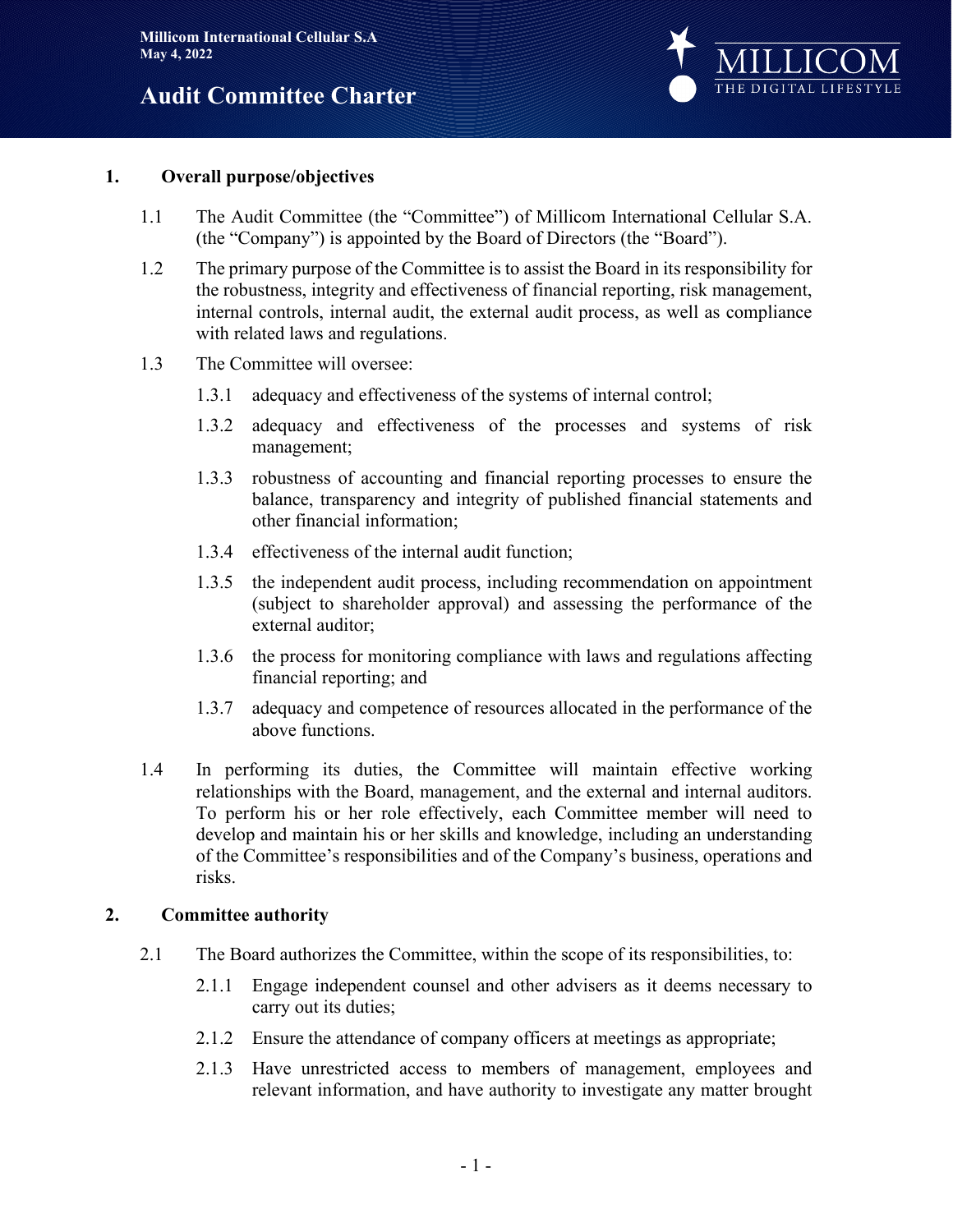Millicom International Cellular S.A
May 4, 2022

# Audit Committee Charter

## 1. Overall purpose/objectives

1.1 The Audit Committee (the "Committee") of Millicom International Cellular S.A. (the "Company") is appointed by the Board of Directors (the "Board").

1.2 The primary purpose of the Committee is to assist the Board in its responsibility for the robustness, integrity and effectiveness of financial reporting, risk management, internal controls, internal audit, the external audit process, as well as compliance with related laws and regulations.

1.3 The Committee will oversee:

1.3.1 adequacy and effectiveness of the systems of internal control;

1.3.2 adequacy and effectiveness of the processes and systems of risk management;

1.3.3 robustness of accounting and financial reporting processes to ensure the balance, transparency and integrity of published financial statements and other financial information;

1.3.4 effectiveness of the internal audit function;

1.3.5 the independent audit process, including recommendation on appointment (subject to shareholder approval) and assessing the performance of the external auditor;

1.3.6 the process for monitoring compliance with laws and regulations affecting financial reporting; and

1.3.7 adequacy and competence of resources allocated in the performance of the above functions.

1.4 In performing its duties, the Committee will maintain effective working relationships with the Board, management, and the external and internal auditors. To perform his or her role effectively, each Committee member will need to develop and maintain his or her skills and knowledge, including an understanding of the Committee's responsibilities and of the Company's business, operations and risks.

## 2. Committee authority

2.1 The Board authorizes the Committee, within the scope of its responsibilities, to:

2.1.1 Engage independent counsel and other advisers as it deems necessary to carry out its duties;

2.1.2 Ensure the attendance of company officers at meetings as appropriate;

2.1.3 Have unrestricted access to members of management, employees and relevant information, and have authority to investigate any matter brought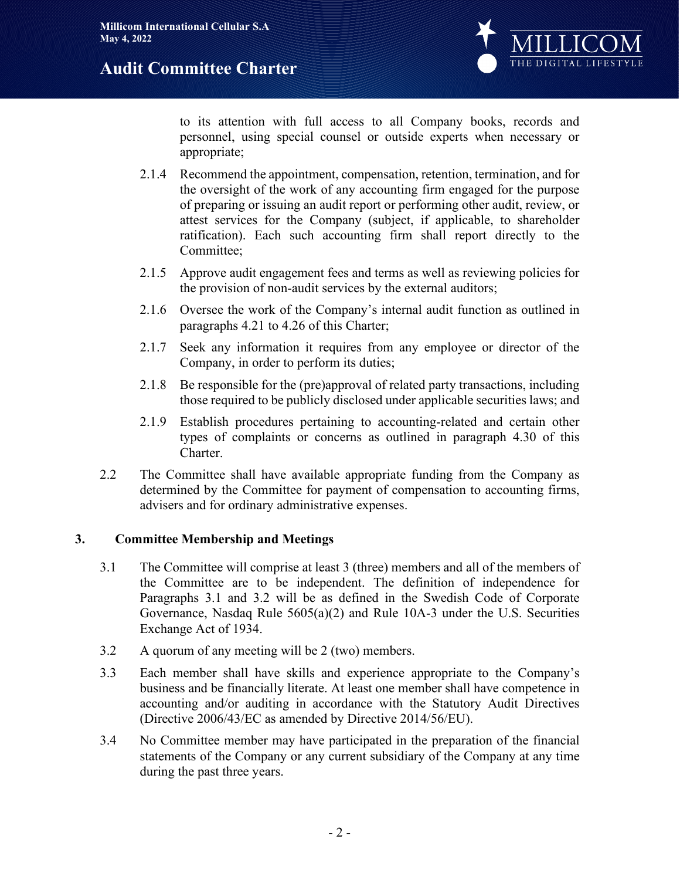to its attention with full access to all Company books, records and personnel, using special counsel or outside experts when necessary or appropriate;

2.1.4 Recommend the appointment, compensation, retention, termination, and for the oversight of the work of any accounting firm engaged for the purpose of preparing or issuing an audit report or performing other audit, review, or attest services for the Company (subject, if applicable, to shareholder ratification). Each such accounting firm shall report directly to the Committee;

2.1.5 Approve audit engagement fees and terms as well as reviewing policies for the provision of non-audit services by the external auditors;

2.1.6 Oversee the work of the Company's internal audit function as outlined in paragraphs 4.21 to 4.26 of this Charter;

2.1.7 Seek any information it requires from any employee or director of the Company, in order to perform its duties;

2.1.8 Be responsible for the (pre)approval of related party transactions, including those required to be publicly disclosed under applicable securities laws; and

2.1.9 Establish procedures pertaining to accounting-related and certain other types of complaints or concerns as outlined in paragraph 4.30 of this Charter.

2.2 The Committee shall have available appropriate funding from the Company as determined by the Committee for payment of compensation to accounting firms, advisers and for ordinary administrative expenses.

## 3. Committee Membership and Meetings

3.1 The Committee will comprise at least 3 (three) members and all of the members of the Committee are to be independent. The definition of independence for Paragraphs 3.1 and 3.2 will be as defined in the Swedish Code of Corporate Governance, Nasdaq Rule 5605(a)(2) and Rule 10A-3 under the U.S. Securities Exchange Act of 1934.

3.2 A quorum of any meeting will be 2 (two) members.

3.3 Each member shall have skills and experience appropriate to the Company's business and be financially literate. At least one member shall have competence in accounting and/or auditing in accordance with the Statutory Audit Directives (Directive 2006/43/EC as amended by Directive 2014/56/EU).

3.4 No Committee member may have participated in the preparation of the financial statements of the Company or any current subsidiary of the Company at any time during the past three years.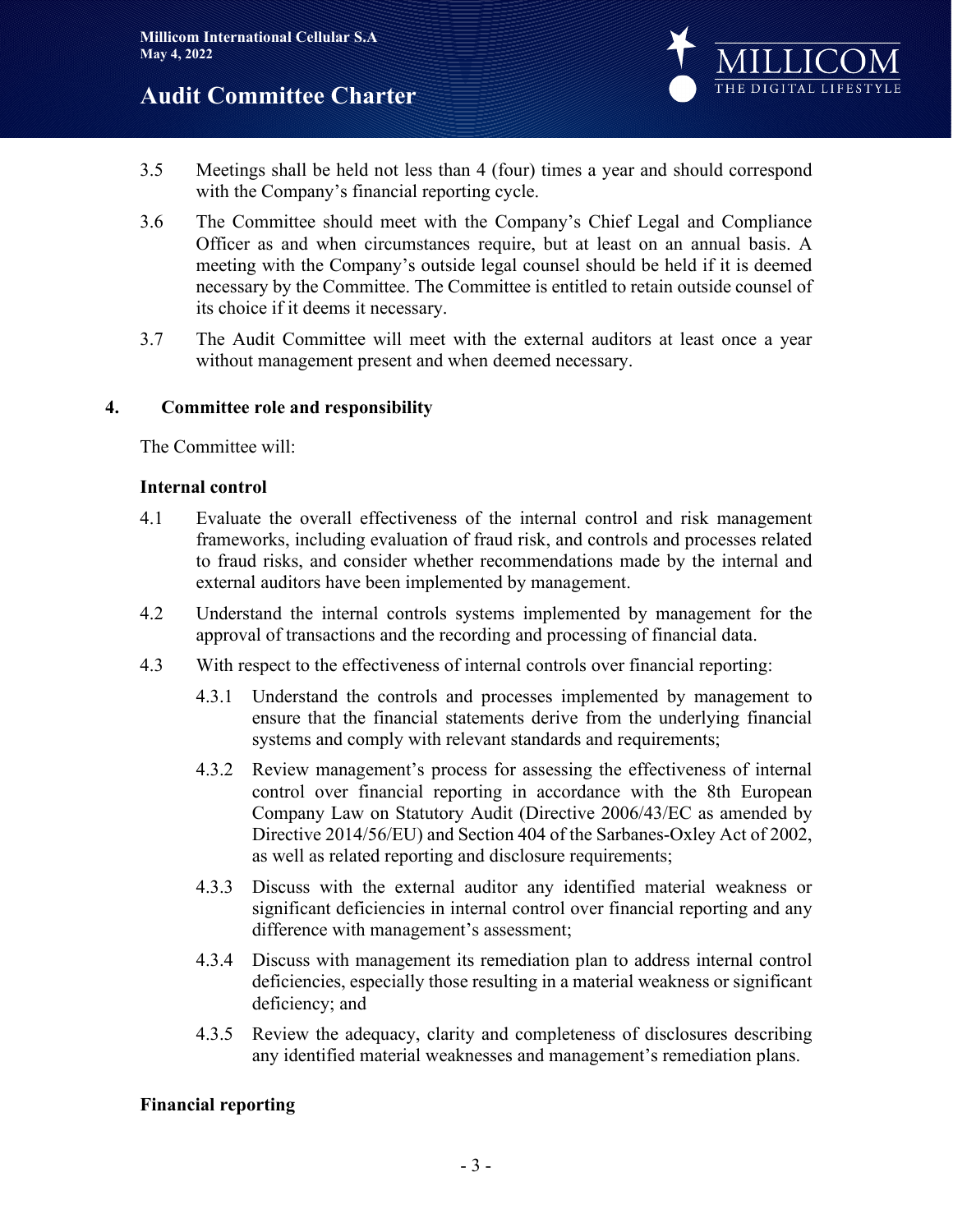3.5 Meetings shall be held not less than 4 (four) times a year and should correspond with the Company's financial reporting cycle.

3.6 The Committee should meet with the Company's Chief Legal and Compliance Officer as and when circumstances require, but at least on an annual basis. A meeting with the Company's outside legal counsel should be held if it is deemed necessary by the Committee. The Committee is entitled to retain outside counsel of its choice if it deems it necessary.

3.7 The Audit Committee will meet with the external auditors at least once a year without management present and when deemed necessary.

## 4. Committee role and responsibility

The Committee will:

**Internal control**

4.1 Evaluate the overall effectiveness of the internal control and risk management frameworks, including evaluation of fraud risk, and controls and processes related to fraud risks, and consider whether recommendations made by the internal and external auditors have been implemented by management.

4.2 Understand the internal controls systems implemented by management for the approval of transactions and the recording and processing of financial data.

4.3 With respect to the effectiveness of internal controls over financial reporting:

4.3.1 Understand the controls and processes implemented by management to ensure that the financial statements derive from the underlying financial systems and comply with relevant standards and requirements;

4.3.2 Review management's process for assessing the effectiveness of internal control over financial reporting in accordance with the 8th European Company Law on Statutory Audit (Directive 2006/43/EC as amended by Directive 2014/56/EU) and Section 404 of the Sarbanes-Oxley Act of 2002, as well as related reporting and disclosure requirements;

4.3.3 Discuss with the external auditor any identified material weakness or significant deficiencies in internal control over financial reporting and any difference with management's assessment;

4.3.4 Discuss with management its remediation plan to address internal control deficiencies, especially those resulting in a material weakness or significant deficiency; and

4.3.5 Review the adequacy, clarity and completeness of disclosures describing any identified material weaknesses and management's remediation plans.

**Financial reporting**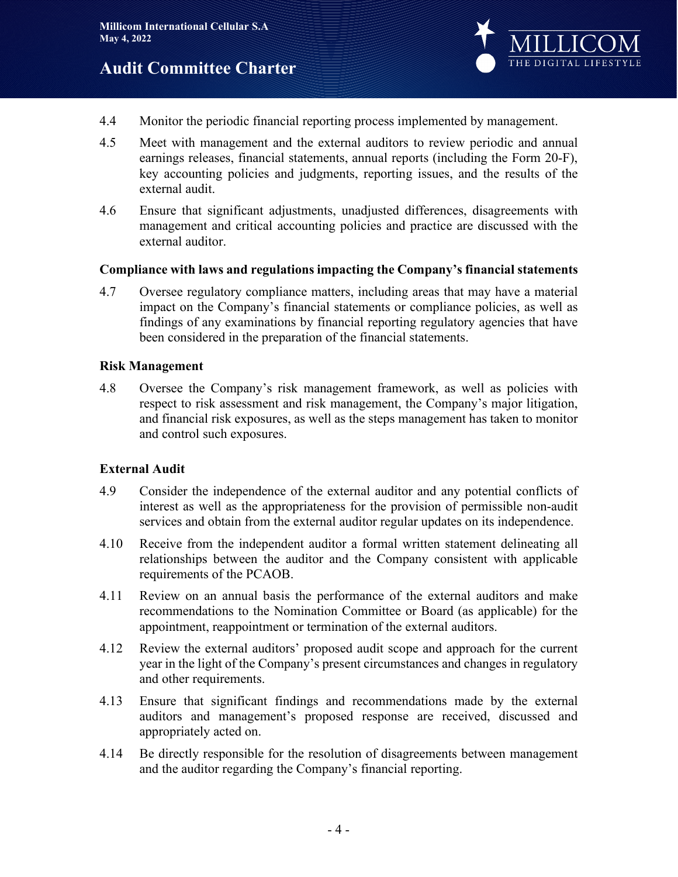4.4 Monitor the periodic financial reporting process implemented by management.

4.5 Meet with management and the external auditors to review periodic and annual earnings releases, financial statements, annual reports (including the Form 20-F), key accounting policies and judgments, reporting issues, and the results of the external audit.

4.6 Ensure that significant adjustments, unadjusted differences, disagreements with management and critical accounting policies and practice are discussed with the external auditor.

**Compliance with laws and regulations impacting the Company's financial statements**

4.7 Oversee regulatory compliance matters, including areas that may have a material impact on the Company's financial statements or compliance policies, as well as findings of any examinations by financial reporting regulatory agencies that have been considered in the preparation of the financial statements.

**Risk Management**

4.8 Oversee the Company's risk management framework, as well as policies with respect to risk assessment and risk management, the Company's major litigation, and financial risk exposures, as well as the steps management has taken to monitor and control such exposures.

**External Audit**

4.9 Consider the independence of the external auditor and any potential conflicts of interest as well as the appropriateness for the provision of permissible non-audit services and obtain from the external auditor regular updates on its independence.

4.10 Receive from the independent auditor a formal written statement delineating all relationships between the auditor and the Company consistent with applicable requirements of the PCAOB.

4.11 Review on an annual basis the performance of the external auditors and make recommendations to the Nomination Committee or Board (as applicable) for the appointment, reappointment or termination of the external auditors.

4.12 Review the external auditors' proposed audit scope and approach for the current year in the light of the Company's present circumstances and changes in regulatory and other requirements.

4.13 Ensure that significant findings and recommendations made by the external auditors and management's proposed response are received, discussed and appropriately acted on.

4.14 Be directly responsible for the resolution of disagreements between management and the auditor regarding the Company's financial reporting.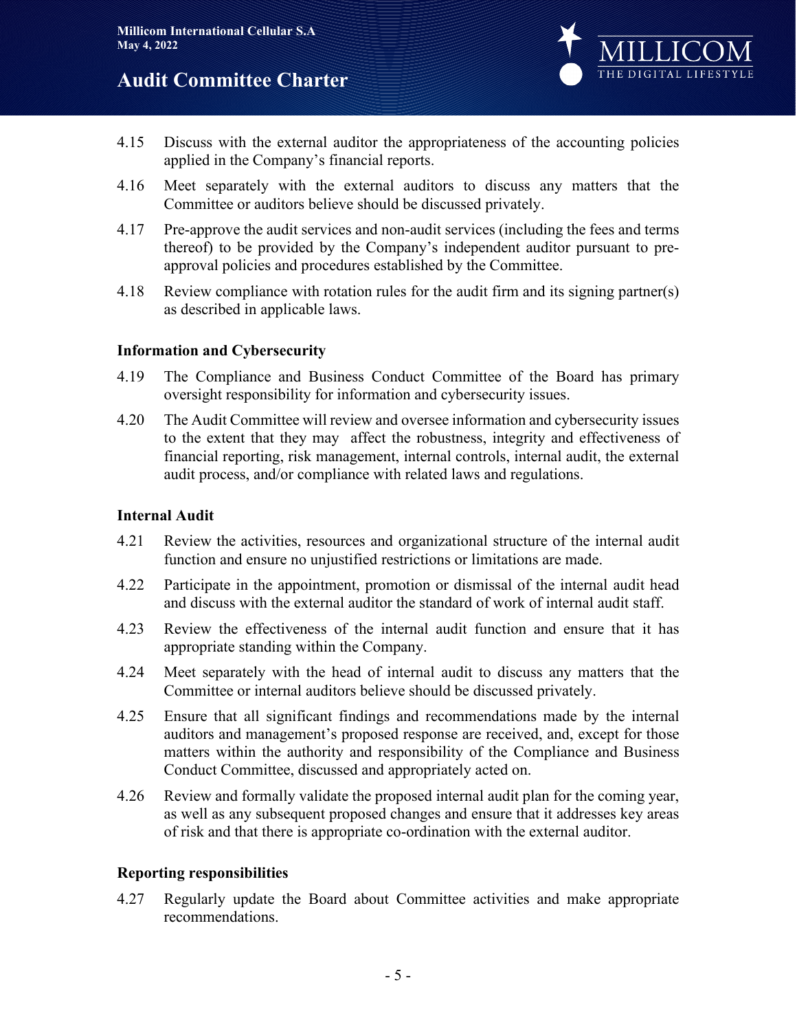4.15 Discuss with the external auditor the appropriateness of the accounting policies applied in the Company's financial reports.

4.16 Meet separately with the external auditors to discuss any matters that the Committee or auditors believe should be discussed privately.

4.17 Pre-approve the audit services and non-audit services (including the fees and terms thereof) to be provided by the Company's independent auditor pursuant to pre-approval policies and procedures established by the Committee.

4.18 Review compliance with rotation rules for the audit firm and its signing partner(s) as described in applicable laws.

**Information and Cybersecurity**

4.19 The Compliance and Business Conduct Committee of the Board has primary oversight responsibility for information and cybersecurity issues.

4.20 The Audit Committee will review and oversee information and cybersecurity issues to the extent that they may affect the robustness, integrity and effectiveness of financial reporting, risk management, internal controls, internal audit, the external audit process, and/or compliance with related laws and regulations.

**Internal Audit**

4.21 Review the activities, resources and organizational structure of the internal audit function and ensure no unjustified restrictions or limitations are made.

4.22 Participate in the appointment, promotion or dismissal of the internal audit head and discuss with the external auditor the standard of work of internal audit staff.

4.23 Review the effectiveness of the internal audit function and ensure that it has appropriate standing within the Company.

4.24 Meet separately with the head of internal audit to discuss any matters that the Committee or internal auditors believe should be discussed privately.

4.25 Ensure that all significant findings and recommendations made by the internal auditors and management's proposed response are received, and, except for those matters within the authority and responsibility of the Compliance and Business Conduct Committee, discussed and appropriately acted on.

4.26 Review and formally validate the proposed internal audit plan for the coming year, as well as any subsequent proposed changes and ensure that it addresses key areas of risk and that there is appropriate co-ordination with the external auditor.

**Reporting responsibilities**

4.27 Regularly update the Board about Committee activities and make appropriate recommendations.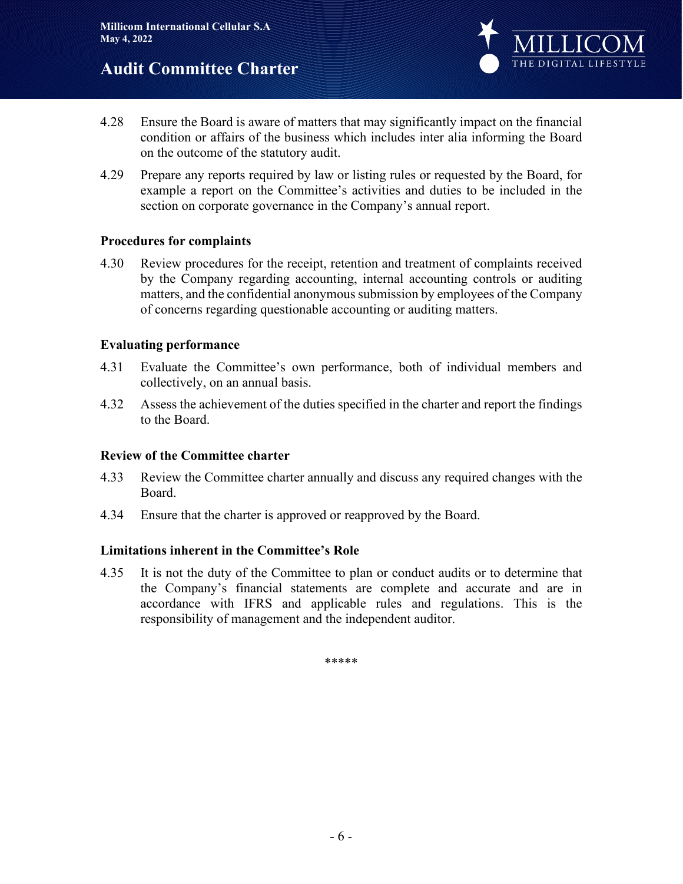4.28 Ensure the Board is aware of matters that may significantly impact on the financial condition or affairs of the business which includes inter alia informing the Board on the outcome of the statutory audit.

4.29 Prepare any reports required by law or listing rules or requested by the Board, for example a report on the Committee's activities and duties to be included in the section on corporate governance in the Company's annual report.

**Procedures for complaints**

4.30 Review procedures for the receipt, retention and treatment of complaints received by the Company regarding accounting, internal accounting controls or auditing matters, and the confidential anonymous submission by employees of the Company of concerns regarding questionable accounting or auditing matters.

**Evaluating performance**

4.31 Evaluate the Committee's own performance, both of individual members and collectively, on an annual basis.

4.32 Assess the achievement of the duties specified in the charter and report the findings to the Board.

**Review of the Committee charter**

4.33 Review the Committee charter annually and discuss any required changes with the Board.

4.34 Ensure that the charter is approved or reapproved by the Board.

**Limitations inherent in the Committee's Role**

4.35 It is not the duty of the Committee to plan or conduct audits or to determine that the Company's financial statements are complete and accurate and are in accordance with IFRS and applicable rules and regulations. This is the responsibility of management and the independent auditor.

*****